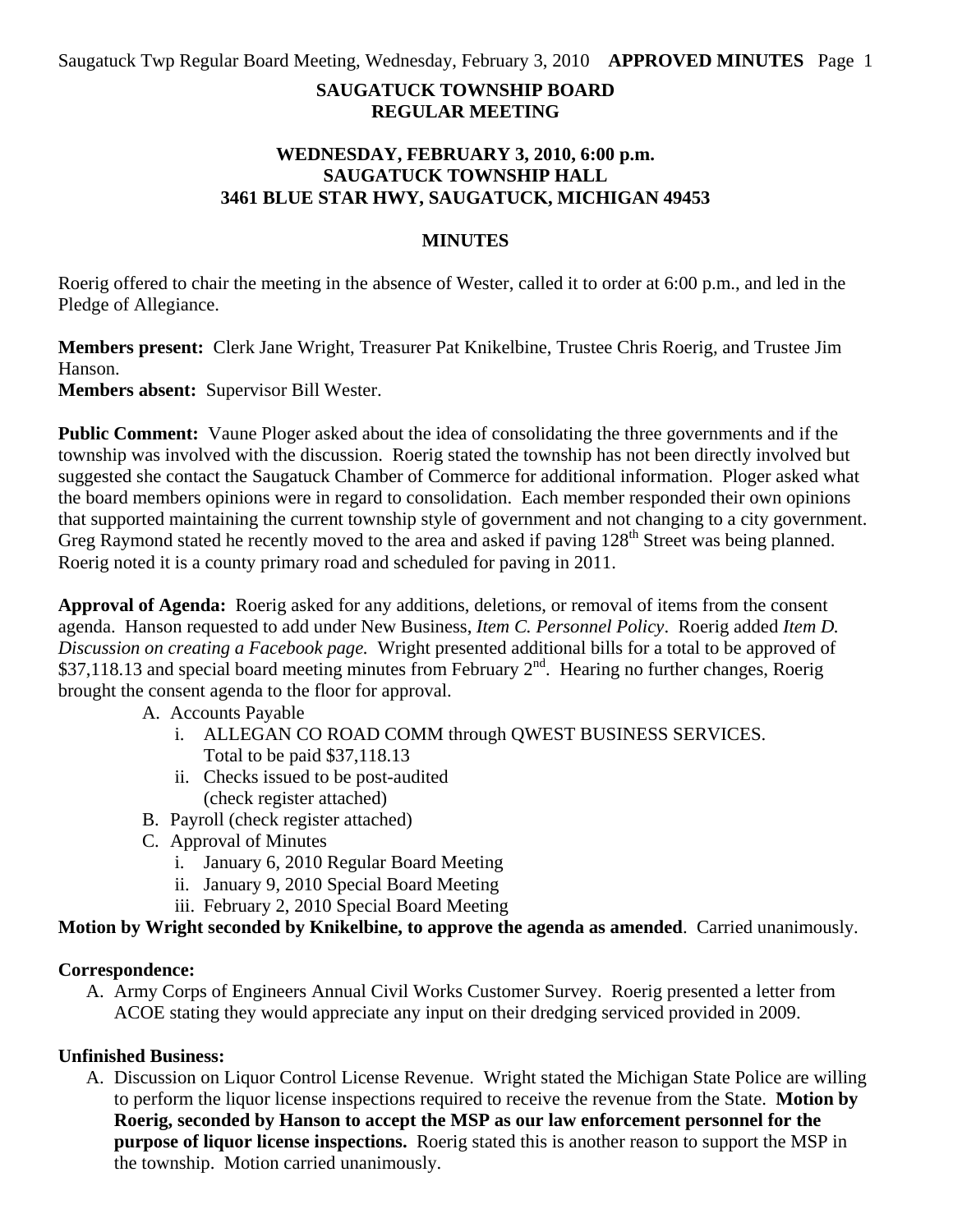# SAUGATUCK TOWNSHIP BOARD
# REGULAR MEETING

## WEDNESDAY, FEBRUARY 3, 2010, 6:00 p.m.
## SAUGATUCK TOWNSHIP HALL
## 3461 BLUE STAR HWY, SAUGATUCK, MICHIGAN 49453

## MINUTES

Roerig offered to chair the meeting in the absence of Wester, called it to order at 6:00 p.m., and led in the Pledge of Allegiance.

**Members present:** Clerk Jane Wright, Treasurer Pat Knikelbine, Trustee Chris Roerig, and Trustee Jim Hanson.
**Members absent:** Supervisor Bill Wester.

**Public Comment:** Vaune Ploger asked about the idea of consolidating the three governments and if the township was involved with the discussion. Roerig stated the township has not been directly involved but suggested she contact the Saugatuck Chamber of Commerce for additional information. Ploger asked what the board members opinions were in regard to consolidation. Each member responded their own opinions that supported maintaining the current township style of government and not changing to a city government. Greg Raymond stated he recently moved to the area and asked if paving 128th Street was being planned. Roerig noted it is a county primary road and scheduled for paving in 2011.

**Approval of Agenda:** Roerig asked for any additions, deletions, or removal of items from the consent agenda. Hanson requested to add under New Business, *Item C. Personnel Policy*. Roerig added *Item D. Discussion on creating a Facebook page.* Wright presented additional bills for a total to be approved of $37,118.13 and special board meeting minutes from February 2nd. Hearing no further changes, Roerig brought the consent agenda to the floor for approval.

- A. Accounts Payable
    - i. ALLEGAN CO ROAD COMM through QWEST BUSINESS SERVICES. Total to be paid $37,118.13
    - ii. Checks issued to be post-audited (check register attached)
- B. Payroll (check register attached)
- C. Approval of Minutes
    - i. January 6, 2010 Regular Board Meeting
    - ii. January 9, 2010 Special Board Meeting
    - iii. February 2, 2010 Special Board Meeting

**Motion by Wright seconded by Knikelbine, to approve the agenda as amended**. Carried unanimously.

**Correspondence:**

A. Army Corps of Engineers Annual Civil Works Customer Survey. Roerig presented a letter from ACOE stating they would appreciate any input on their dredging serviced provided in 2009.

**Unfinished Business:**

A. Discussion on Liquor Control License Revenue. Wright stated the Michigan State Police are willing to perform the liquor license inspections required to receive the revenue from the State. **Motion by Roerig, seconded by Hanson to accept the MSP as our law enforcement personnel for the purpose of liquor license inspections.** Roerig stated this is another reason to support the MSP in the township. Motion carried unanimously.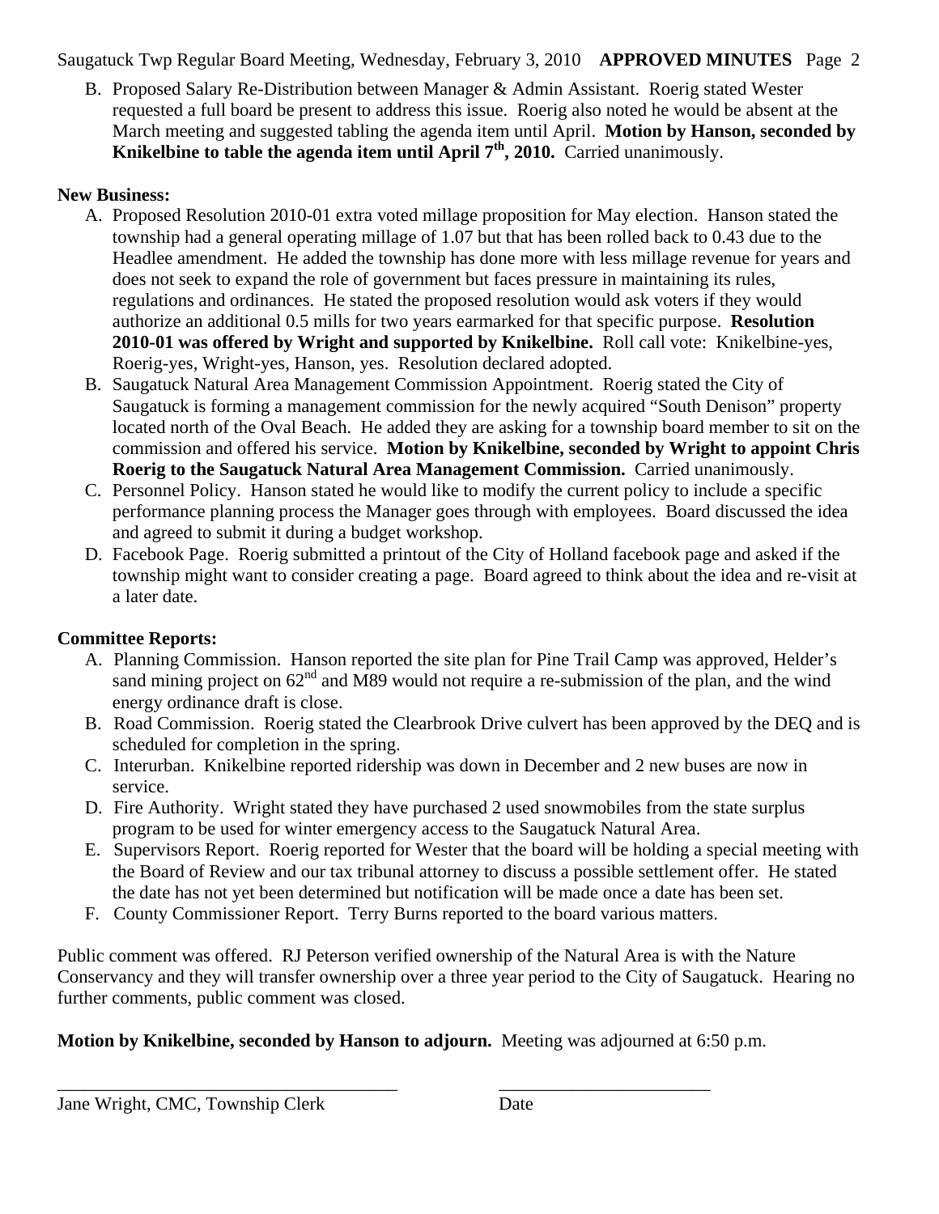B. Proposed Salary Re-Distribution between Manager & Admin Assistant. Roerig stated Wester requested a full board be present to address this issue. Roerig also noted he would be absent at the March meeting and suggested tabling the agenda item until April. **Motion by Hanson, seconded by Knikelbine to table the agenda item until April 7th, 2010.** Carried unanimously.

**New Business:**

A. Proposed Resolution 2010-01 extra voted millage proposition for May election. Hanson stated the township had a general operating millage of 1.07 but that has been rolled back to 0.43 due to the Headlee amendment. He added the township has done more with less millage revenue for years and does not seek to expand the role of government but faces pressure in maintaining its rules, regulations and ordinances. He stated the proposed resolution would ask voters if they would authorize an additional 0.5 mills for two years earmarked for that specific purpose. **Resolution 2010-01 was offered by Wright and supported by Knikelbine.** Roll call vote: Knikelbine-yes, Roerig-yes, Wright-yes, Hanson, yes. Resolution declared adopted.

B. Saugatuck Natural Area Management Commission Appointment. Roerig stated the City of Saugatuck is forming a management commission for the newly acquired "South Denison" property located north of the Oval Beach. He added they are asking for a township board member to sit on the commission and offered his service. **Motion by Knikelbine, seconded by Wright to appoint Chris Roerig to the Saugatuck Natural Area Management Commission.** Carried unanimously.

C. Personnel Policy. Hanson stated he would like to modify the current policy to include a specific performance planning process the Manager goes through with employees. Board discussed the idea and agreed to submit it during a budget workshop.

D. Facebook Page. Roerig submitted a printout of the City of Holland facebook page and asked if the township might want to consider creating a page. Board agreed to think about the idea and re-visit at a later date.

**Committee Reports:**

A. Planning Commission. Hanson reported the site plan for Pine Trail Camp was approved, Helder's sand mining project on 62nd and M89 would not require a re-submission of the plan, and the wind energy ordinance draft is close.

B. Road Commission. Roerig stated the Clearbrook Drive culvert has been approved by the DEQ and is scheduled for completion in the spring.

C. Interurban. Knikelbine reported ridership was down in December and 2 new buses are now in service.

D. Fire Authority. Wright stated they have purchased 2 used snowmobiles from the state surplus program to be used for winter emergency access to the Saugatuck Natural Area.

E. Supervisors Report. Roerig reported for Wester that the board will be holding a special meeting with the Board of Review and our tax tribunal attorney to discuss a possible settlement offer. He stated the date has not yet been determined but notification will be made once a date has been set.

F. County Commissioner Report. Terry Burns reported to the board various matters.

Public comment was offered. RJ Peterson verified ownership of the Natural Area is with the Nature Conservancy and they will transfer ownership over a three year period to the City of Saugatuck. Hearing no further comments, public comment was closed.

**Motion by Knikelbine, seconded by Hanson to adjourn.** Meeting was adjourned at 6:50 p.m.

_______________________________________ \_\_\_\_\_\_\_\_\_\_\_\_\_\_\_\_\_\_\_\_\_\_\_\_

Jane Wright, CMC, Township Clerk Date